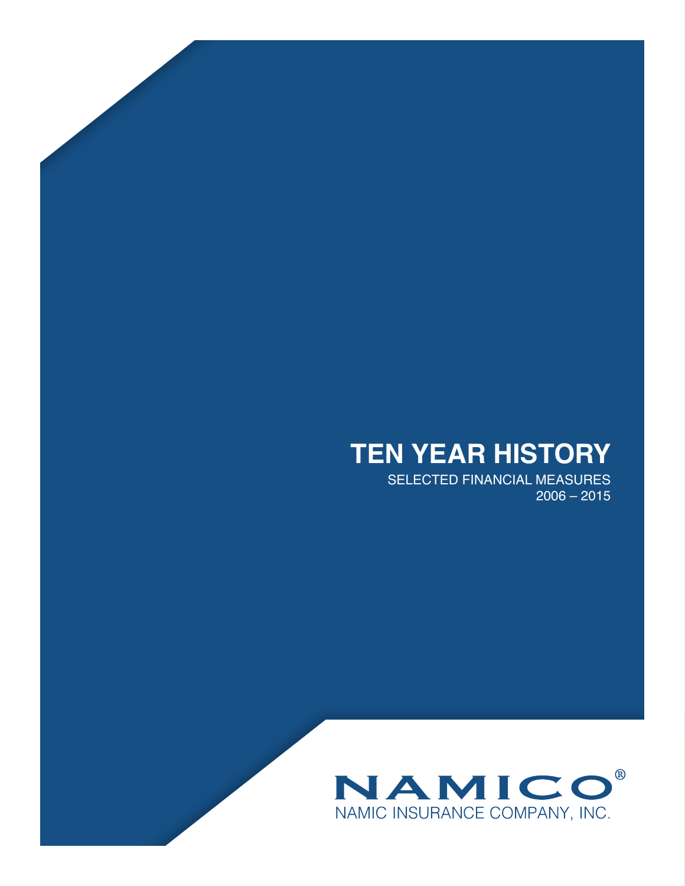# TEN YEAR HISTORY

SELECTED FINANCIAL MEASURES
2006 – 2015

NAMICO®
NAMIC INSURANCE COMPANY, INC.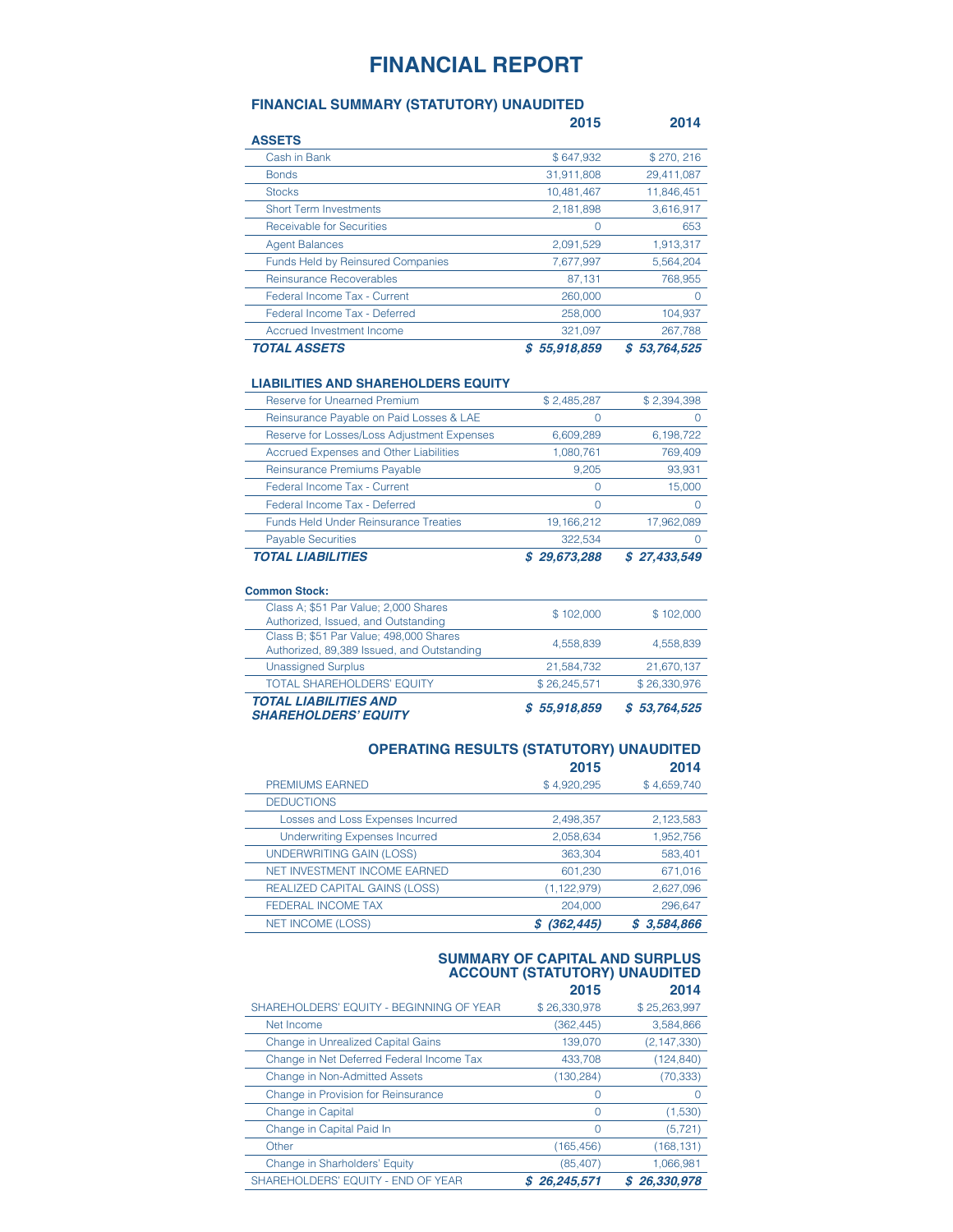# FINANCIAL REPORT

## FINANCIAL SUMMARY (STATUTORY) UNAUDITED

| | 2015 | 2014 |
|---|---|---|
| **ASSETS** | | |
| Cash in Bank | $ 647,932 | $ 270, 216 |
| Bonds | 31,911,808 | 29,411,087 |
| Stocks | 10,481,467 | 11,846,451 |
| Short Term Investments | 2,181,898 | 3,616,917 |
| Receivable for Securities | 0 | 653 |
| Agent Balances | 2,091,529 | 1,913,317 |
| Funds Held by Reinsured Companies | 7,677,997 | 5,564,204 |
| Reinsurance Recoverables | 87,131 | 768,955 |
| Federal Income Tax - Current | 260,000 | 0 |
| Federal Income Tax - Deferred | 258,000 | 104,937 |
| Accrued Investment Income | 321,097 | 267,788 |
| ***TOTAL ASSETS*** | ***$ 55,918,859*** | ***$ 53,764,525*** |

### LIABILITIES AND SHAREHOLDERS EQUITY

| | 2015 | 2014 |
|---|---|---|
| Reserve for Unearned Premium | $ 2,485,287 | $ 2,394,398 |
| Reinsurance Payable on Paid Losses & LAE | 0 | 0 |
| Reserve for Losses/Loss Adjustment Expenses | 6,609,289 | 6,198,722 |
| Accrued Expenses and Other Liabilities | 1,080,761 | 769,409 |
| Reinsurance Premiums Payable | 9,205 | 93,931 |
| Federal Income Tax - Current | 0 | 15,000 |
| Federal Income Tax - Deferred | 0 | 0 |
| Funds Held Under Reinsurance Treaties | 19,166,212 | 17,962,089 |
| Payable Securities | 322,534 | 0 |
| ***TOTAL LIABILITIES*** | ***$ 29,673,288*** | ***$ 27,433,549*** |
| **Common Stock:** | | |
| Class A; $51 Par Value; 2,000 Shares Authorized, Issued, and Outstanding | $ 102,000 | $ 102,000 |
| Class B; $51 Par Value; 498,000 Shares Authorized, 89,389 Issued, and Outstanding | 4,558,839 | 4,558,839 |
| Unassigned Surplus | 21,584,732 | 21,670,137 |
| TOTAL SHAREHOLDERS' EQUITY | $ 26,245,571 | $ 26,330,976 |
| ***TOTAL LIABILITIES AND SHAREHOLDERS' EQUITY*** | ***$ 55,918,859*** | ***$ 53,764,525*** |

## OPERATING RESULTS (STATUTORY) UNAUDITED

| | 2015 | 2014 |
|---|---|---|
| PREMIUMS EARNED | $ 4,920,295 | $ 4,659,740 |
| DEDUCTIONS | | |
| Losses and Loss Expenses Incurred | 2,498,357 | 2,123,583 |
| Underwriting Expenses Incurred | 2,058,634 | 1,952,756 |
| UNDERWRITING GAIN (LOSS) | 363,304 | 583,401 |
| NET INVESTMENT INCOME EARNED | 601,230 | 671,016 |
| REALIZED CAPITAL GAINS (LOSS) | (1,122,979) | 2,627,096 |
| FEDERAL INCOME TAX | 204,000 | 296,647 |
| NET INCOME (LOSS) | ***$ (362,445)*** | ***$ 3,584,866*** |

## SUMMARY OF CAPITAL AND SURPLUS ACCOUNT (STATUTORY) UNAUDITED

| | 2015 | 2014 |
|---|---|---|
| SHAREHOLDERS' EQUITY - BEGINNING OF YEAR | $ 26,330,978 | $ 25,263,997 |
| Net Income | (362,445) | 3,584,866 |
| Change in Unrealized Capital Gains | 139,070 | (2,147,330) |
| Change in Net Deferred Federal Income Tax | 433,708 | (124,840) |
| Change in Non-Admitted Assets | (130,284) | (70,333) |
| Change in Provision for Reinsurance | 0 | 0 |
| Change in Capital | 0 | (1,530) |
| Change in Capital Paid In | 0 | (5,721) |
| Other | (165,456) | (168,131) |
| Change in Sharholders' Equity | (85,407) | 1,066,981 |
| SHAREHOLDERS' EQUITY - END OF YEAR | ***$ 26,245,571*** | ***$ 26,330,978*** |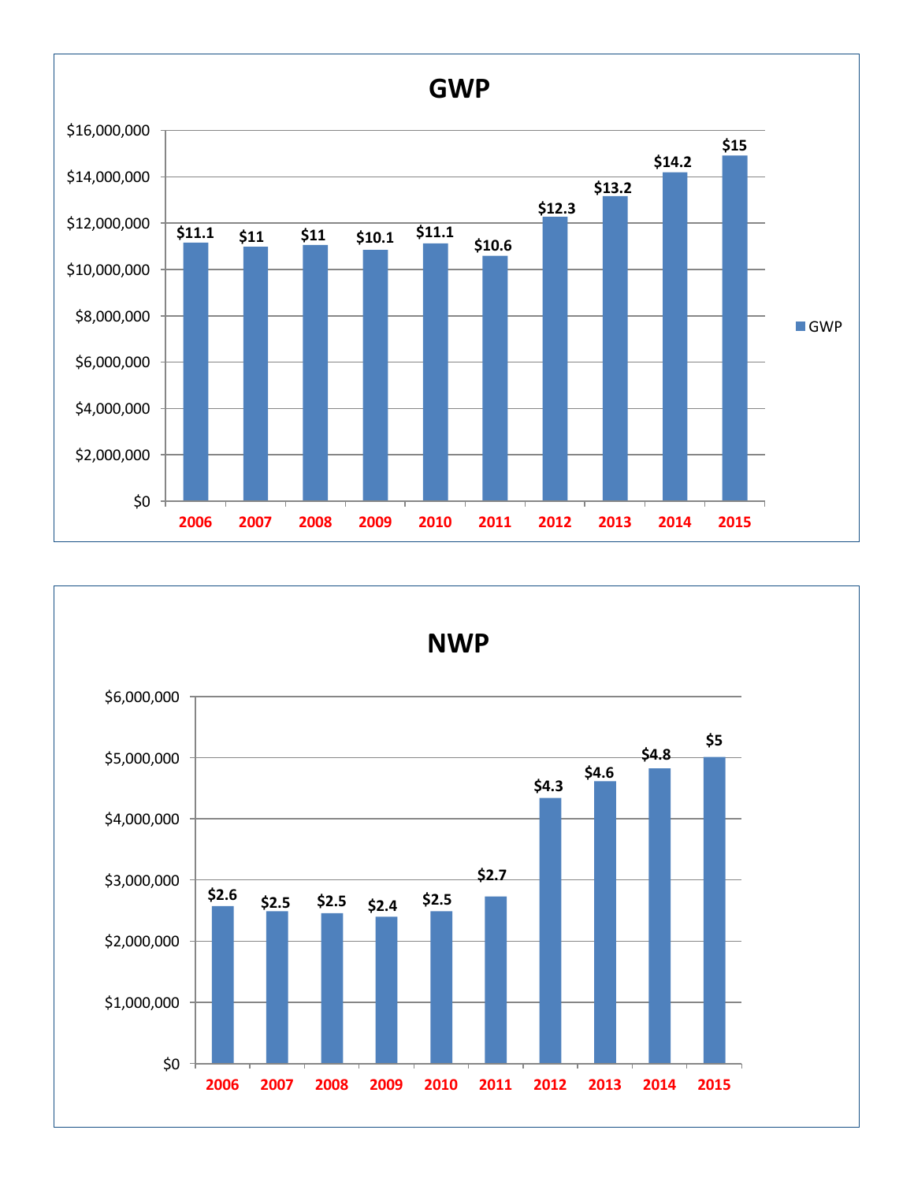# GWP

| Year | GWP |
|---|---|
| 2006 | $11.1 |
| 2007 | $11 |
| 2008 | $11 |
| 2009 | $10.1 |
| 2010 | $11.1 |
| 2011 | $10.6 |
| 2012 | $12.3 |
| 2013 | $13.2 |
| 2014 | $14.2 |
| 2015 | $15 |

# NWP

| Year | NWP |
|---|---|
| 2006 | $2.6 |
| 2007 | $2.5 |
| 2008 | $2.5 |
| 2009 | $2.4 |
| 2010 | $2.5 |
| 2011 | $2.7 |
| 2012 | $4.3 |
| 2013 | $4.6 |
| 2014 | $4.8 |
| 2015 | $5 |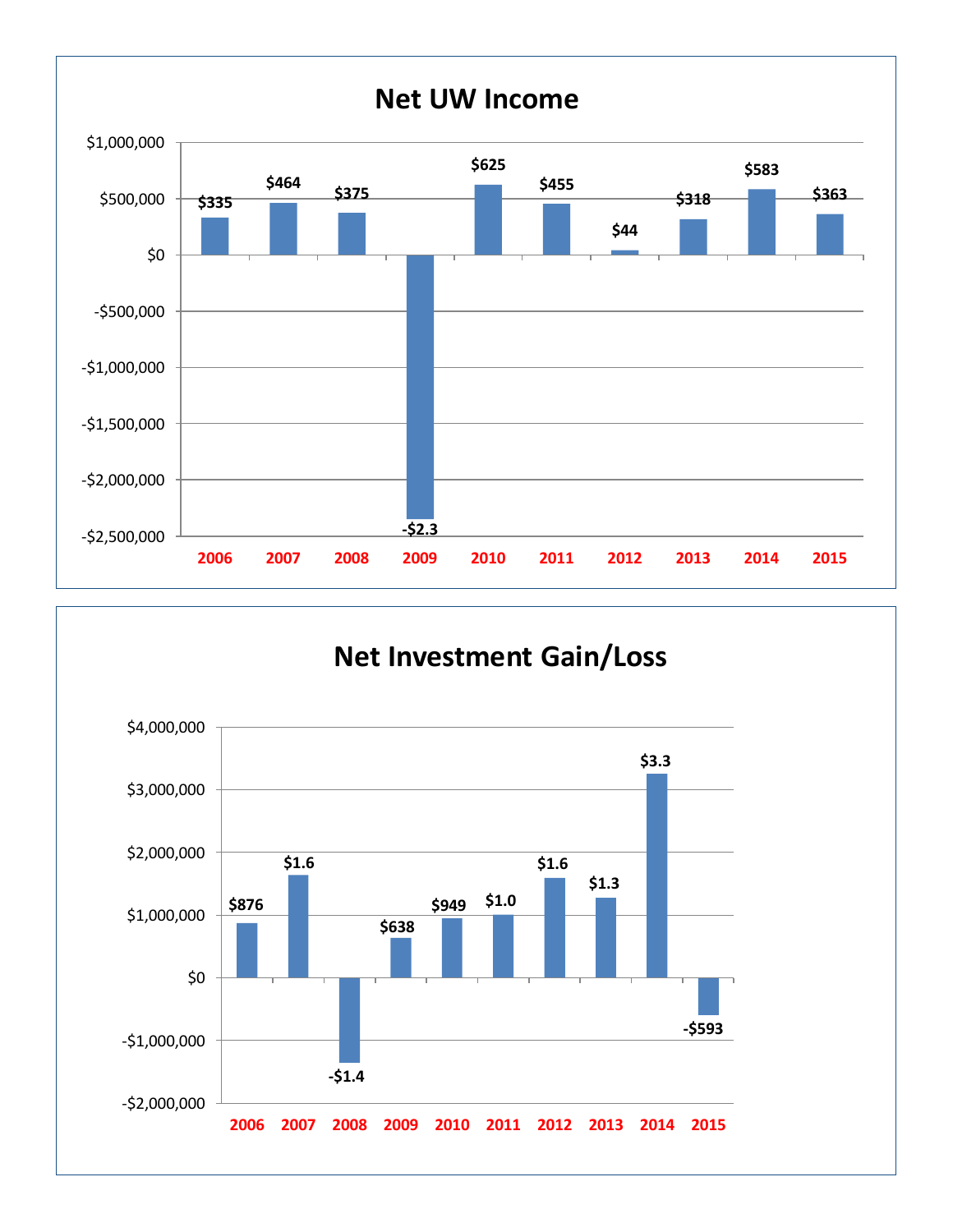## Net UW Income

| Year | Net UW Income |
|---|---|
| 2006 | $335 |
| 2007 | $464 |
| 2008 | $375 |
| 2009 | -$2.3 |
| 2010 | $625 |
| 2011 | $455 |
| 2012 | $44 |
| 2013 | $318 |
| 2014 | $583 |
| 2015 | $363 |

## Net Investment Gain/Loss

| Year | Net Investment Gain/Loss |
|---|---|
| 2006 | $876 |
| 2007 | $1.6 |
| 2008 | -$1.4 |
| 2009 | $638 |
| 2010 | $949 |
| 2011 | $1.0 |
| 2012 | $1.6 |
| 2013 | $1.3 |
| 2014 | $3.3 |
| 2015 | -$593 |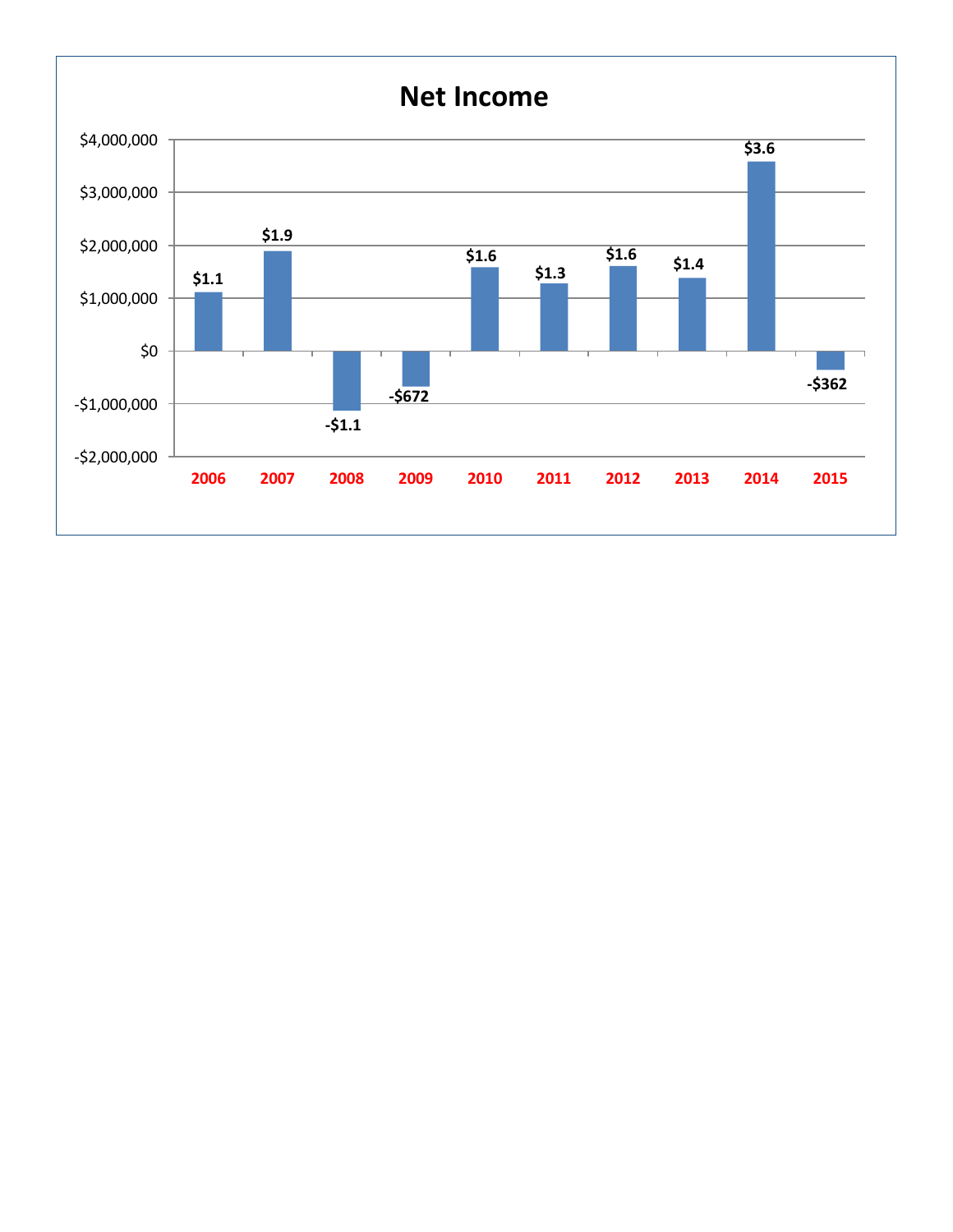# Net Income

| Year | Net Income |
|---|---|
| 2006 | $1.1 |
| 2007 | $1.9 |
| 2008 | -$1.1 |
| 2009 | -$672 |
| 2010 | $1.6 |
| 2011 | $1.3 |
| 2012 | $1.6 |
| 2013 | $1.4 |
| 2014 | $3.6 |
| 2015 | -$362 |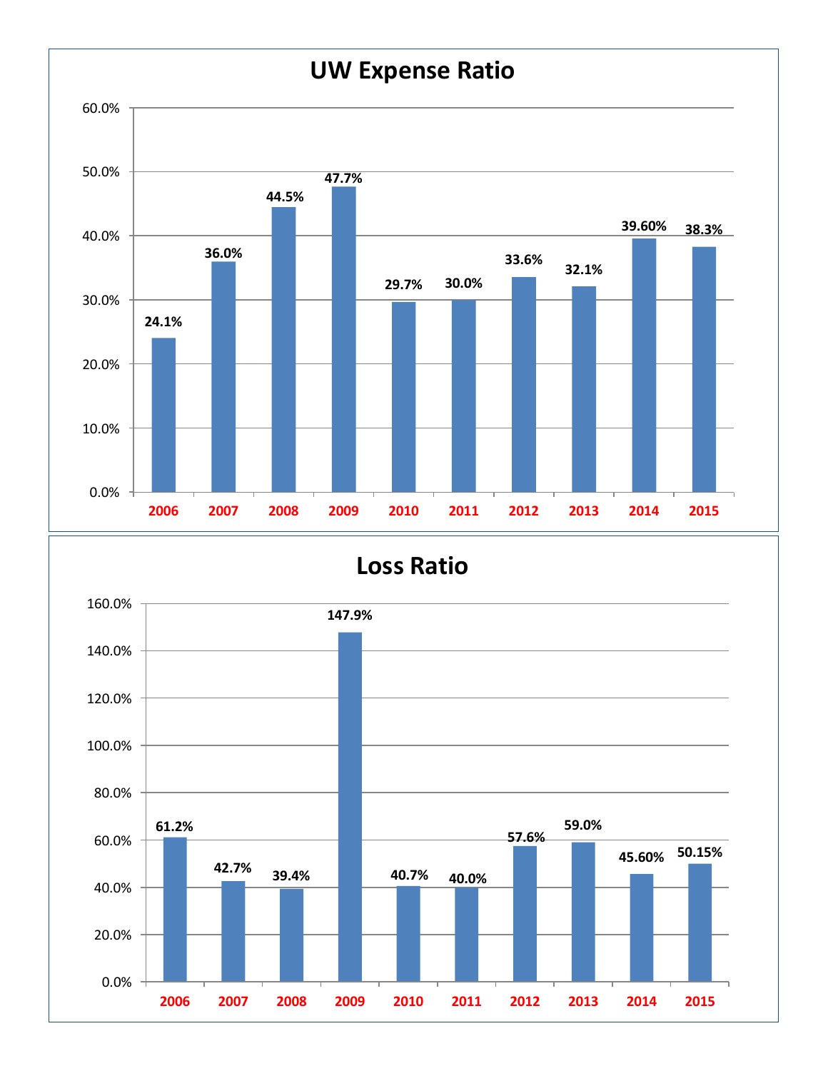## UW Expense Ratio

| Year | UW Expense Ratio |
|---|---|
| 2006 | 24.1% |
| 2007 | 36.0% |
| 2008 | 44.5% |
| 2009 | 47.7% |
| 2010 | 29.7% |
| 2011 | 30.0% |
| 2012 | 33.6% |
| 2013 | 32.1% |
| 2014 | 39.60% |
| 2015 | 38.3% |

## Loss Ratio

| Year | Loss Ratio |
|---|---|
| 2006 | 61.2% |
| 2007 | 42.7% |
| 2008 | 39.4% |
| 2009 | 147.9% |
| 2010 | 40.7% |
| 2011 | 40.0% |
| 2012 | 57.6% |
| 2013 | 59.0% |
| 2014 | 45.60% |
| 2015 | 50.15% |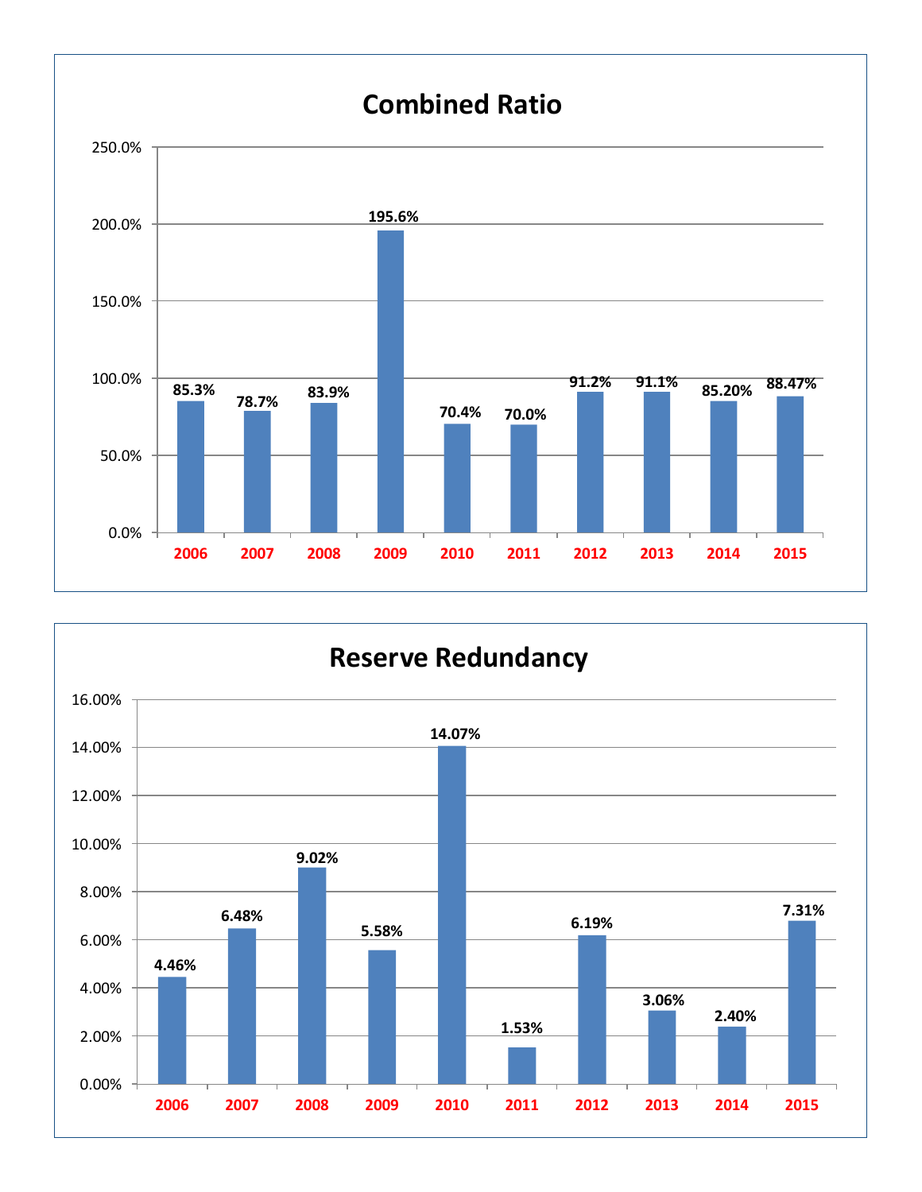## Combined Ratio

| Year | Combined Ratio |
|---|---|
| 2006 | 85.3% |
| 2007 | 78.7% |
| 2008 | 83.9% |
| 2009 | 195.6% |
| 2010 | 70.4% |
| 2011 | 70.0% |
| 2012 | 91.2% |
| 2013 | 91.1% |
| 2014 | 85.20% |
| 2015 | 88.47% |

## Reserve Redundancy

| Year | Reserve Redundancy |
|---|---|
| 2006 | 4.46% |
| 2007 | 6.48% |
| 2008 | 9.02% |
| 2009 | 5.58% |
| 2010 | 14.07% |
| 2011 | 1.53% |
| 2012 | 6.19% |
| 2013 | 3.06% |
| 2014 | 2.40% |
| 2015 | 7.31% |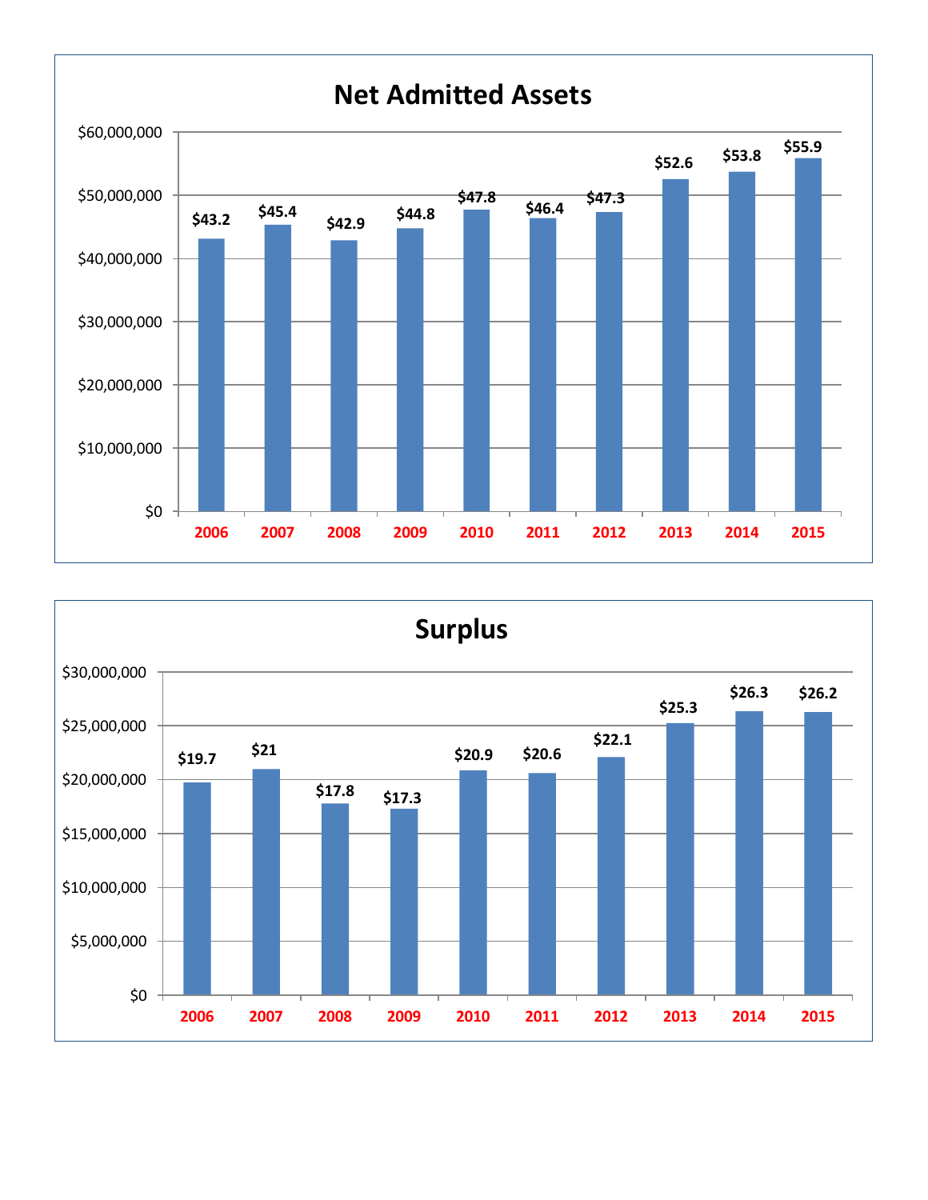## Net Admitted Assets

| Year | Net Admitted Assets (millions) |
|---|---|
| 2006 | $43.2 |
| 2007 | $45.4 |
| 2008 | $42.9 |
| 2009 | $44.8 |
| 2010 | $47.8 |
| 2011 | $46.4 |
| 2012 | $47.3 |
| 2013 | $52.6 |
| 2014 | $53.8 |
| 2015 | $55.9 |

## Surplus

| Year | Surplus (millions) |
|---|---|
| 2006 | $19.7 |
| 2007 | $21 |
| 2008 | $17.8 |
| 2009 | $17.3 |
| 2010 | $20.9 |
| 2011 | $20.6 |
| 2012 | $22.1 |
| 2013 | $25.3 |
| 2014 | $26.3 |
| 2015 | $26.2 |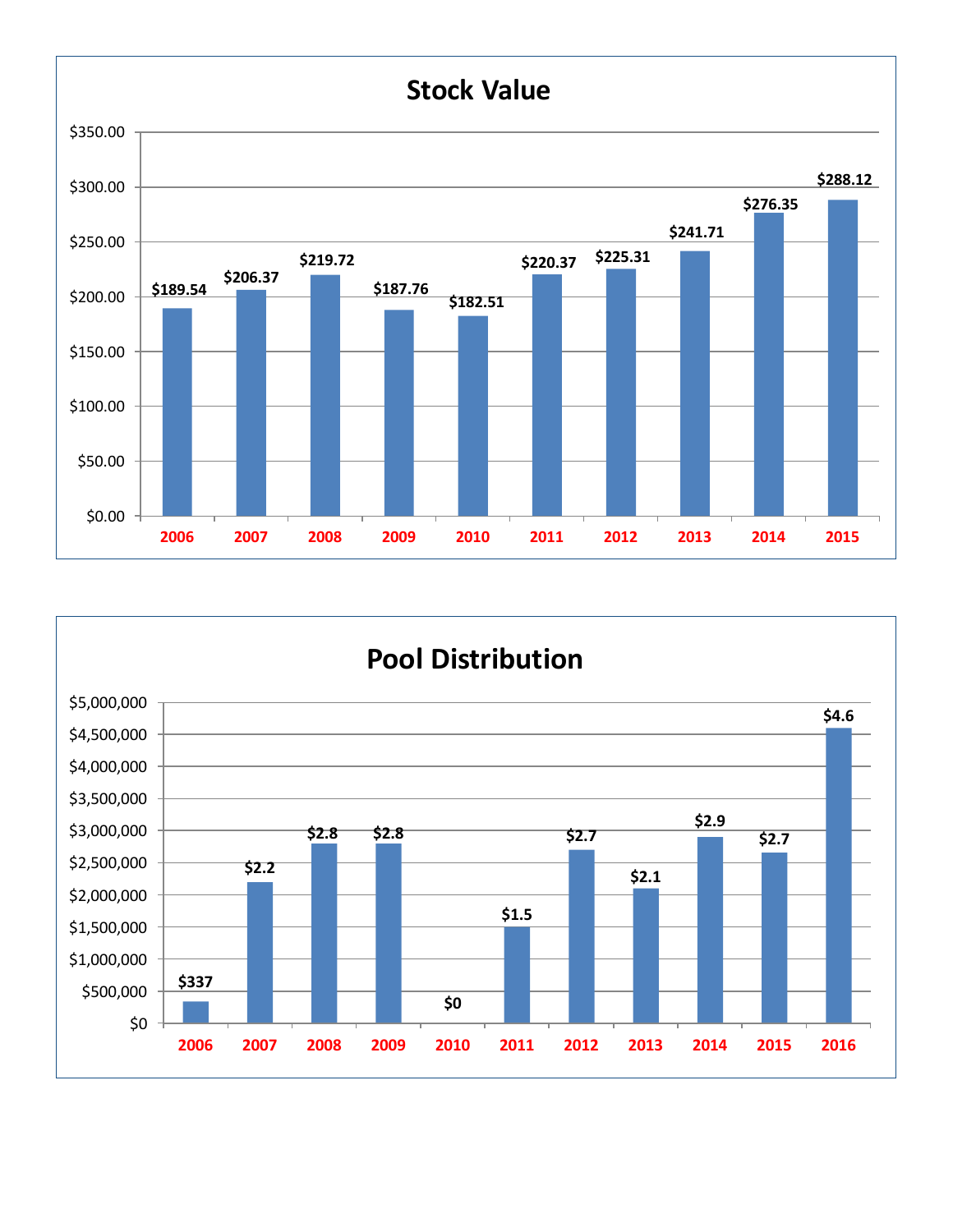## Stock Value

$350.00
$300.00
$250.00
$200.00
$150.00
$100.00
$50.00
$0.00

$189.54
$206.37
$219.72
$187.76
$182.51
$220.37
$225.31
$241.71
$276.35
$288.12

2006
2007
2008
2009
2010
2011
2012
2013
2014
2015

## Pool Distribution

$5,000,000
$4,500,000
$4,000,000
$3,500,000
$3,000,000
$2,500,000
$2,000,000
$1,500,000
$1,000,000
$500,000
$0

$337
$2.2
$2.8
$2.8
$0
$1.5
$2.7
$2.1
$2.9
$2.7
$4.6

2006
2007
2008
2009
2010
2011
2012
2013
2014
2015
2016